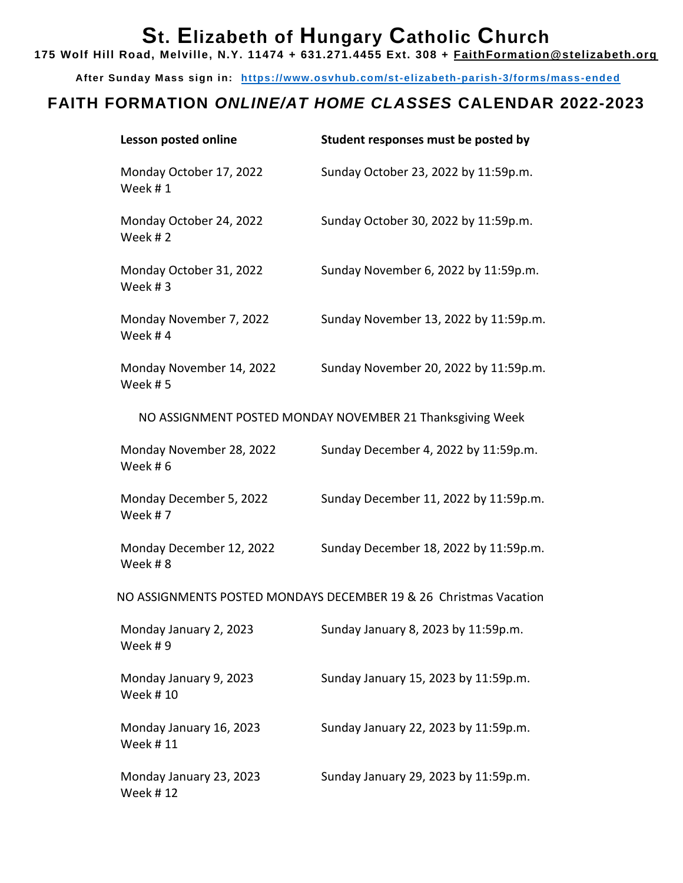# St. Elizabeth of Hungary Catholic Church

**175 Wolf Hill Road, Melville, N.Y. 11474 + 631.271.4455 Ext. 308 + FaithFormation@stelizabeth.org**

**After Sunday Mass sign in: https://www.osvhub.com/st-elizabeth-parish-3/forms/mass-ended**

## FAITH FORMATION *ONLINE/AT HOME CLASSES* CALENDAR 2022-2023

| **Lesson posted online** | **Student responses must be posted by** |
|---|---|
| Monday October 17, 2022<br>Week # 1 | Sunday October 23, 2022 by 11:59p.m. |
| Monday October 24, 2022<br>Week # 2 | Sunday October 30, 2022 by 11:59p.m. |
| Monday October 31, 2022<br>Week # 3 | Sunday November 6, 2022 by 11:59p.m. |
| Monday November 7, 2022<br>Week # 4 | Sunday November 13, 2022 by 11:59p.m. |
| Monday November 14, 2022<br>Week # 5 | Sunday November 20, 2022 by 11:59p.m. |
| NO ASSIGNMENT POSTED MONDAY NOVEMBER 21 Thanksgiving Week | |
| Monday November 28, 2022<br>Week # 6 | Sunday December 4, 2022 by 11:59p.m. |
| Monday December 5, 2022<br>Week # 7 | Sunday December 11, 2022 by 11:59p.m. |
| Monday December 12, 2022<br>Week # 8 | Sunday December 18, 2022 by 11:59p.m. |
| NO ASSIGNMENTS POSTED MONDAYS DECEMBER 19 & 26 Christmas Vacation | |
| Monday January 2, 2023<br>Week # 9 | Sunday January 8, 2023 by 11:59p.m. |
| Monday January 9, 2023<br>Week # 10 | Sunday January 15, 2023 by 11:59p.m. |
| Monday January 16, 2023<br>Week # 11 | Sunday January 22, 2023 by 11:59p.m. |
| Monday January 23, 2023<br>Week # 12 | Sunday January 29, 2023 by 11:59p.m. |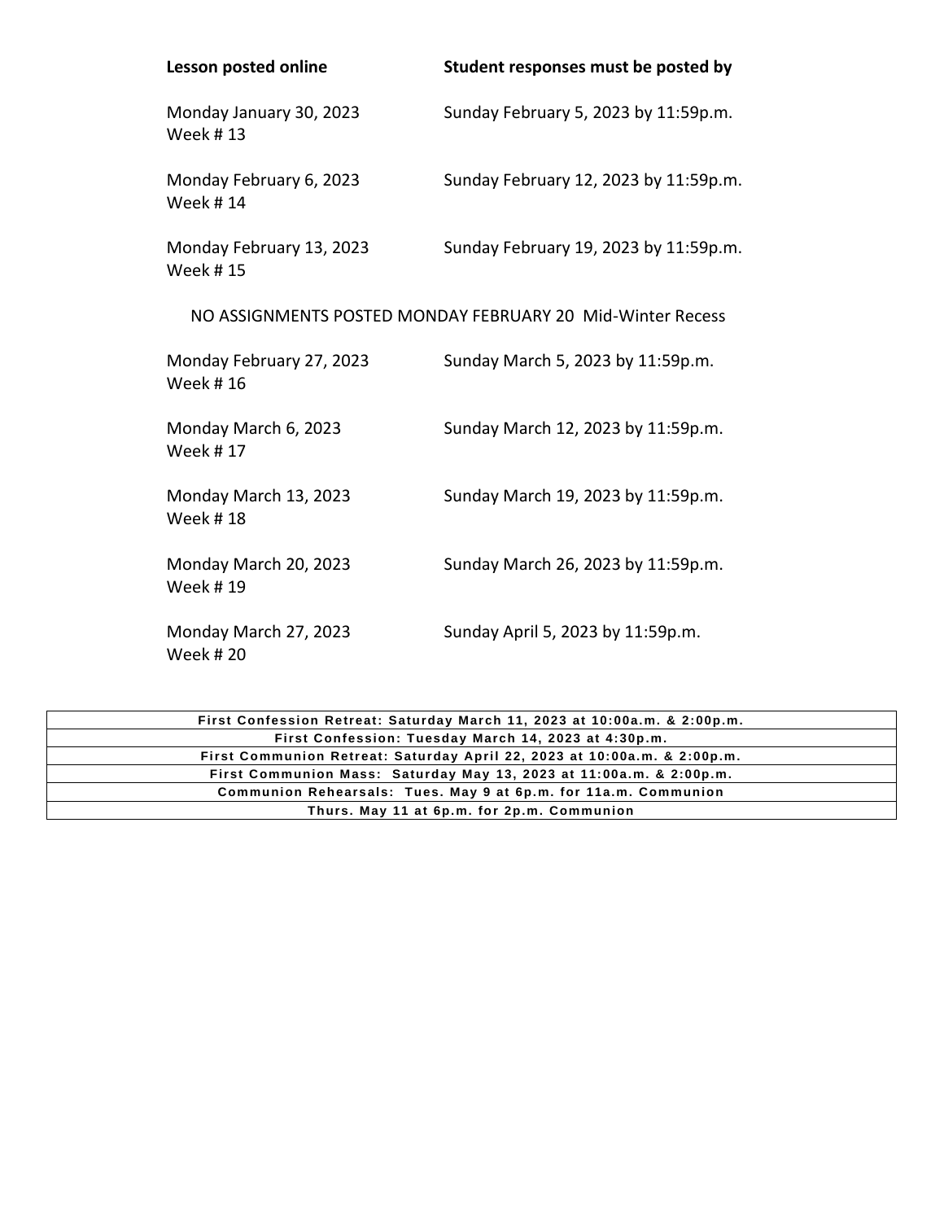| **Lesson posted online** | **Student responses must be posted by** |
|---|---|
| Monday January 30, 2023<br>Week # 13 | Sunday February 5, 2023 by 11:59p.m. |
| Monday February 6, 2023<br>Week # 14 | Sunday February 12, 2023 by 11:59p.m. |
| Monday February 13, 2023<br>Week # 15 | Sunday February 19, 2023 by 11:59p.m. |

NO ASSIGNMENTS POSTED MONDAY FEBRUARY 20 Mid-Winter Recess

| | |
|---|---|
| Monday February 27, 2023<br>Week # 16 | Sunday March 5, 2023 by 11:59p.m. |
| Monday March 6, 2023<br>Week # 17 | Sunday March 12, 2023 by 11:59p.m. |
| Monday March 13, 2023<br>Week # 18 | Sunday March 19, 2023 by 11:59p.m. |
| Monday March 20, 2023<br>Week # 19 | Sunday March 26, 2023 by 11:59p.m. |
| Monday March 27, 2023<br>Week # 20 | Sunday April 5, 2023 by 11:59p.m. |

| |
|---|
| **First Confession Retreat: Saturday March 11, 2023 at 10:00a.m. & 2:00p.m.** |
| **First Confession: Tuesday March 14, 2023 at 4:30p.m.** |
| **First Communion Retreat: Saturday April 22, 2023 at 10:00a.m. & 2:00p.m.** |
| **First Communion Mass: Saturday May 13, 2023 at 11:00a.m. & 2:00p.m.** |
| **Communion Rehearsals: Tues. May 9 at 6p.m. for 11a.m. Communion** |
| **Thurs. May 11 at 6p.m. for 2p.m. Communion** |